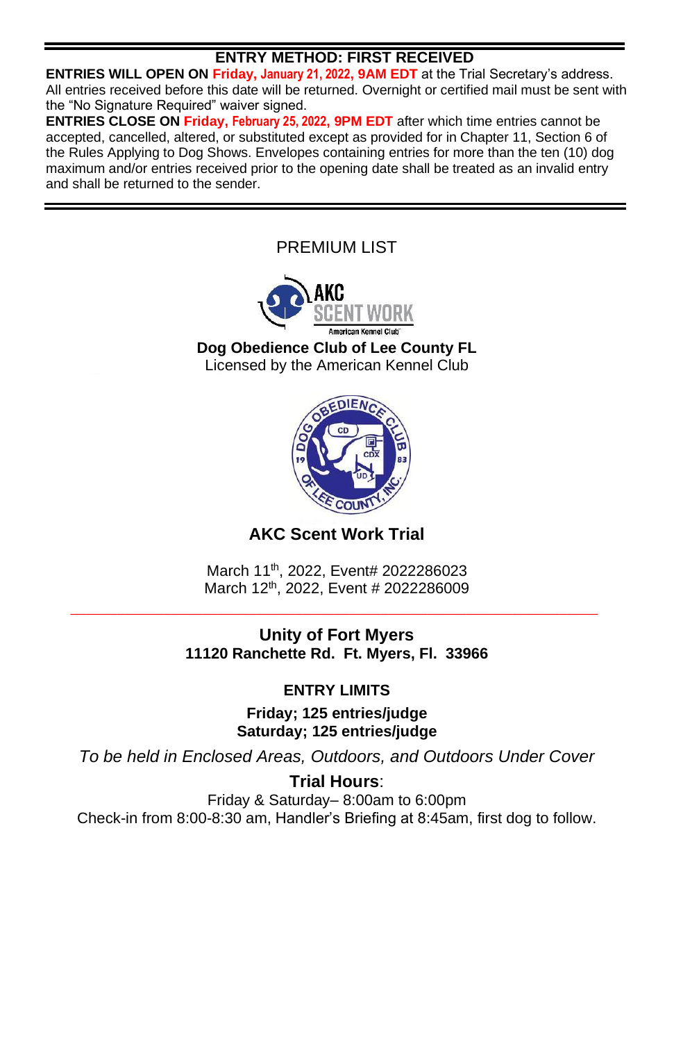## ENTRY METHOD: FIRST RECEIVED

**ENTRIES WILL OPEN ON Friday, January 21, 2022, 9AM EDT** at the Trial Secretary's address. All entries received before this date will be returned. Overnight or certified mail must be sent with the "No Signature Required" waiver signed.

**ENTRIES CLOSE ON Friday, February 25, 2022, 9PM EDT** after which time entries cannot be accepted, cancelled, altered, or substituted except as provided for in Chapter 11, Section 6 of the Rules Applying to Dog Shows. Envelopes containing entries for more than the ten (10) dog maximum and/or entries received prior to the opening date shall be treated as an invalid entry and shall be returned to the sender.

---

PREMIUM LIST

AKC SCENT WORK
American Kennel Club

**Dog Obedience Club of Lee County FL**
Licensed by the American Kennel Club

DOG OBEDIENCE CLUB OF LEE COUNTY, INC. 1983

## AKC Scent Work Trial

March 11th, 2022, Event# 2022286023
March 12th, 2022, Event # 2022286009

---

**Unity of Fort Myers**
**11120 Ranchette Rd. Ft. Myers, Fl. 33966**

**ENTRY LIMITS**

**Friday; 125 entries/judge**
**Saturday; 125 entries/judge**

*To be held in Enclosed Areas, Outdoors, and Outdoors Under Cover*

**Trial Hours**:
Friday & Saturday– 8:00am to 6:00pm
Check-in from 8:00-8:30 am, Handler's Briefing at 8:45am, first dog to follow.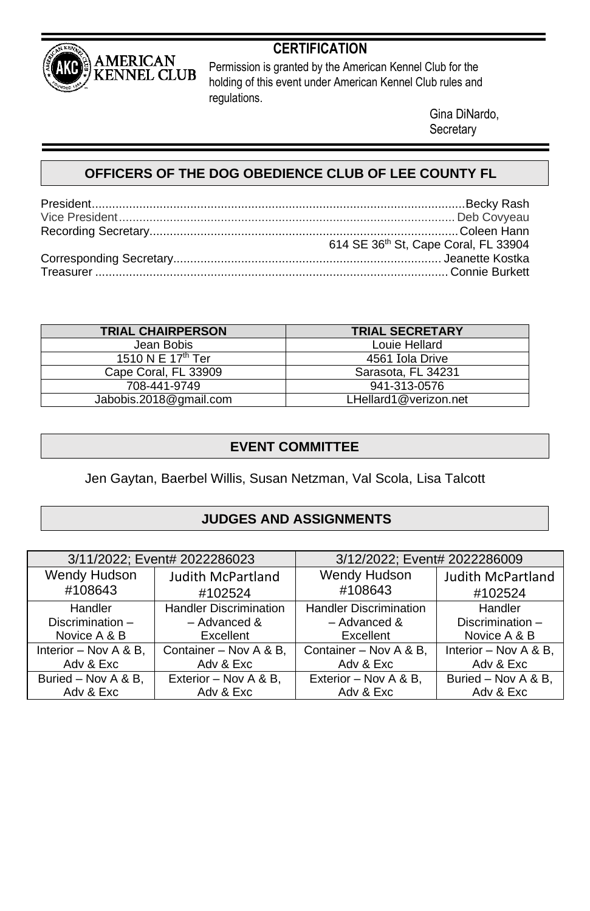AMERICAN KENNEL CLUB

## CERTIFICATION

Permission is granted by the American Kennel Club for the holding of this event under American Kennel Club rules and regulations.

Gina DiNardo,
Secretary

## OFFICERS OF THE DOG OBEDIENCE CLUB OF LEE COUNTY FL

President........................................................Becky Rash
Vice President........................................................Deb Covyeau
Recording Secretary........................................................Coleen Hann
614 SE 36th St, Cape Coral, FL 33904
Corresponding Secretary........................................................Jeanette Kostka
Treasurer........................................................Connie Burkett

| TRIAL CHAIRPERSON | TRIAL SECRETARY |
|---|---|
| Jean Bobis | Louie Hellard |
| 1510 N E 17th Ter | 4561 Iola Drive |
| Cape Coral, FL 33909 | Sarasota, FL 34231 |
| 708-441-9749 | 941-313-0576 |
| Jabobis.2018@gmail.com | LHellard1@verizon.net |

## EVENT COMMITTEE

Jen Gaytan, Baerbel Willis, Susan Netzman, Val Scola, Lisa Talcott

## JUDGES AND ASSIGNMENTS

| 3/11/2022; Event# 2022286023 | | 3/12/2022; Event# 2022286009 | |
|---|---|---|---|
| Wendy Hudson #108643 | Judith McPartland #102524 | Wendy Hudson #108643 | Judith McPartland #102524 |
| Handler Discrimination – Novice A & B | Handler Discrimination – Advanced & Excellent | Handler Discrimination – Advanced & Excellent | Handler Discrimination – Novice A & B |
| Interior – Nov A & B, Adv & Exc | Container – Nov A & B, Adv & Exc | Container – Nov A & B, Adv & Exc | Interior – Nov A & B, Adv & Exc |
| Buried – Nov A & B, Adv & Exc | Exterior – Nov A & B, Adv & Exc | Exterior – Nov A & B, Adv & Exc | Buried – Nov A & B, Adv & Exc |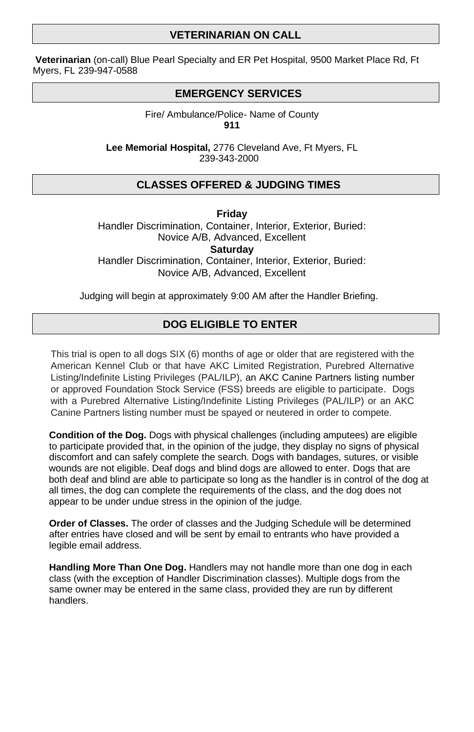## VETERINARIAN ON CALL

**Veterinarian** (on-call) Blue Pearl Specialty and ER Pet Hospital, 9500 Market Place Rd, Ft Myers, FL 239-947-0588

## EMERGENCY SERVICES

Fire/ Ambulance/Police- Name of County
**911**

**Lee Memorial Hospital,** 2776 Cleveland Ave, Ft Myers, FL
239-343-2000

## CLASSES OFFERED & JUDGING TIMES

**Friday**
Handler Discrimination, Container, Interior, Exterior, Buried:
Novice A/B, Advanced, Excellent
**Saturday**
Handler Discrimination, Container, Interior, Exterior, Buried:
Novice A/B, Advanced, Excellent

Judging will begin at approximately 9:00 AM after the Handler Briefing.

## DOG ELIGIBLE TO ENTER

This trial is open to all dogs SIX (6) months of age or older that are registered with the American Kennel Club or that have AKC Limited Registration, Purebred Alternative Listing/Indefinite Listing Privileges (PAL/ILP), an AKC Canine Partners listing number or approved Foundation Stock Service (FSS) breeds are eligible to participate. Dogs with a Purebred Alternative Listing/Indefinite Listing Privileges (PAL/ILP) or an AKC Canine Partners listing number must be spayed or neutered in order to compete.

**Condition of the Dog.** Dogs with physical challenges (including amputees) are eligible to participate provided that, in the opinion of the judge, they display no signs of physical discomfort and can safely complete the search. Dogs with bandages, sutures, or visible wounds are not eligible. Deaf dogs and blind dogs are allowed to enter. Dogs that are both deaf and blind are able to participate so long as the handler is in control of the dog at all times, the dog can complete the requirements of the class, and the dog does not appear to be under undue stress in the opinion of the judge.

**Order of Classes.** The order of classes and the Judging Schedule will be determined after entries have closed and will be sent by email to entrants who have provided a legible email address.

**Handling More Than One Dog.** Handlers may not handle more than one dog in each class (with the exception of Handler Discrimination classes). Multiple dogs from the same owner may be entered in the same class, provided they are run by different handlers.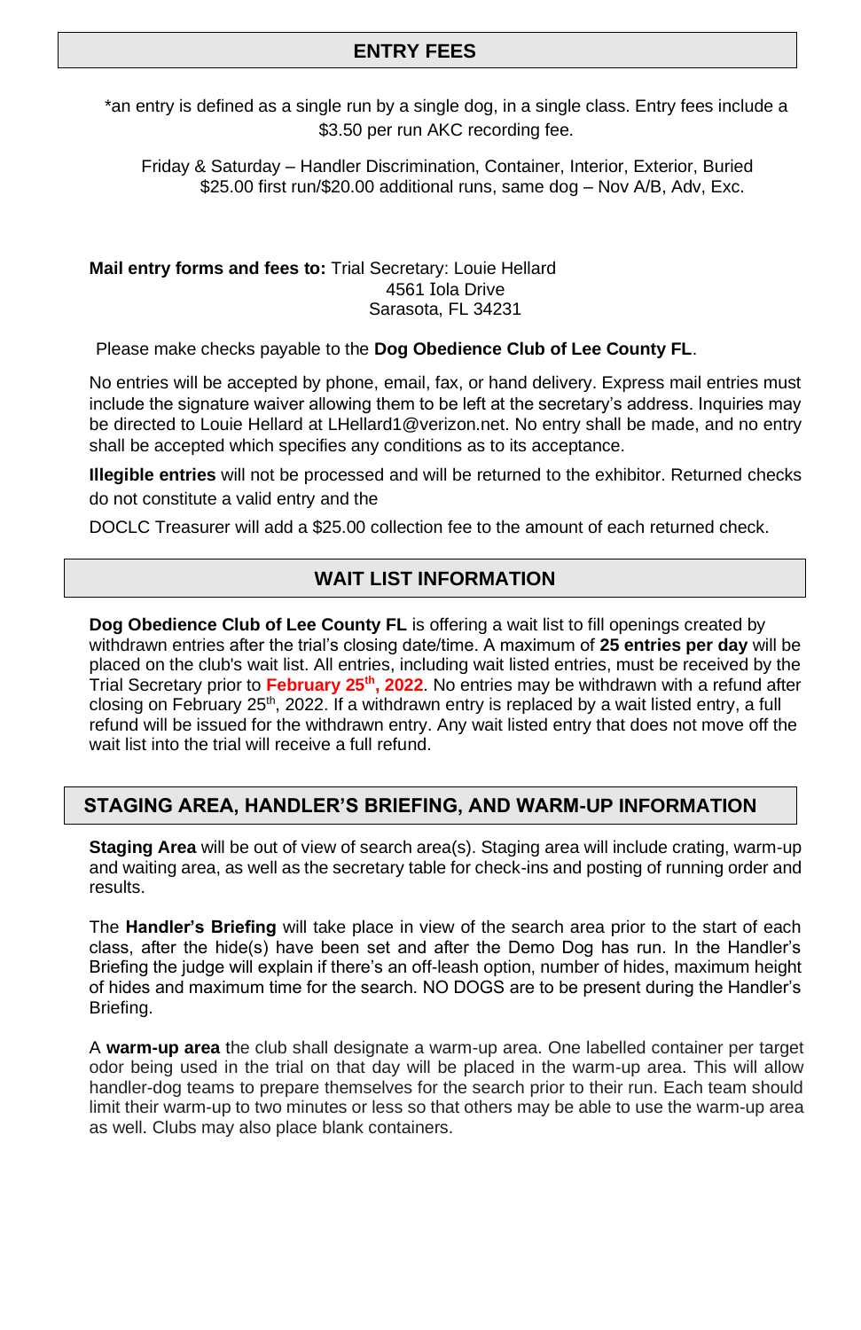## ENTRY FEES

*an entry is defined as a single run by a single dog, in a single class. Entry fees include a $3.50 per run AKC recording fee.

Friday & Saturday – Handler Discrimination, Container, Interior, Exterior, Buried
$25.00 first run/$20.00 additional runs, same dog – Nov A/B, Adv, Exc.

**Mail entry forms and fees to:** Trial Secretary: Louie Hellard
4561 Iola Drive
Sarasota, FL 34231

Please make checks payable to the **Dog Obedience Club of Lee County FL**.

No entries will be accepted by phone, email, fax, or hand delivery. Express mail entries must include the signature waiver allowing them to be left at the secretary's address. Inquiries may be directed to Louie Hellard at LHellard1@verizon.net. No entry shall be made, and no entry shall be accepted which specifies any conditions as to its acceptance.

**Illegible entries** will not be processed and will be returned to the exhibitor. Returned checks do not constitute a valid entry and the

DOCLC Treasurer will add a $25.00 collection fee to the amount of each returned check.

## WAIT LIST INFORMATION

**Dog Obedience Club of Lee County FL** is offering a wait list to fill openings created by withdrawn entries after the trial's closing date/time. A maximum of **25 entries per day** will be placed on the club's wait list. All entries, including wait listed entries, must be received by the Trial Secretary prior to **February 25th, 2022**. No entries may be withdrawn with a refund after closing on February 25th, 2022. If a withdrawn entry is replaced by a wait listed entry, a full refund will be issued for the withdrawn entry. Any wait listed entry that does not move off the wait list into the trial will receive a full refund.

## STAGING AREA, HANDLER'S BRIEFING, AND WARM-UP INFORMATION

**Staging Area** will be out of view of search area(s). Staging area will include crating, warm-up and waiting area, as well as the secretary table for check-ins and posting of running order and results.

The **Handler's Briefing** will take place in view of the search area prior to the start of each class, after the hide(s) have been set and after the Demo Dog has run. In the Handler's Briefing the judge will explain if there's an off-leash option, number of hides, maximum height of hides and maximum time for the search. NO DOGS are to be present during the Handler's Briefing.

A **warm-up area** the club shall designate a warm-up area. One labelled container per target odor being used in the trial on that day will be placed in the warm-up area. This will allow handler-dog teams to prepare themselves for the search prior to their run. Each team should limit their warm-up to two minutes or less so that others may be able to use the warm-up area as well. Clubs may also place blank containers.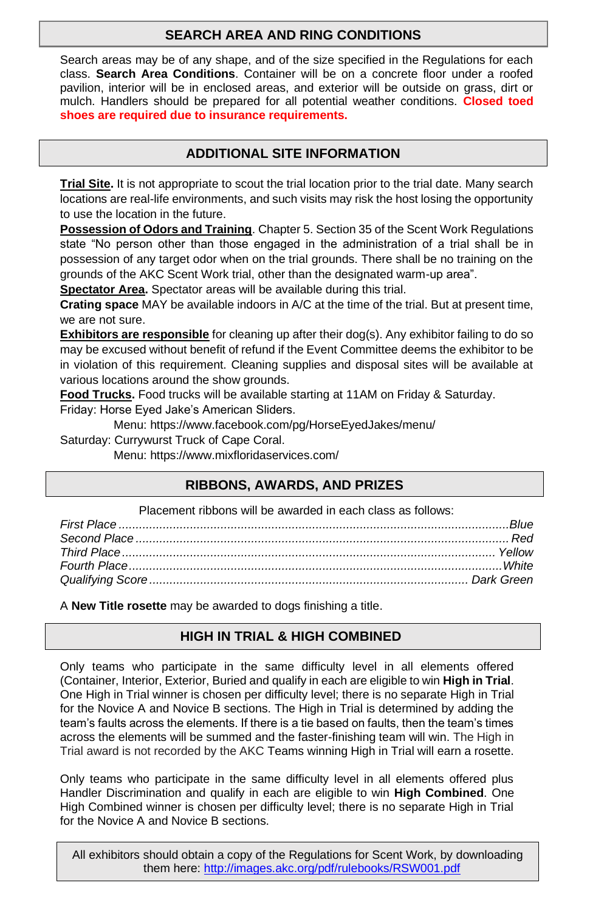## SEARCH AREA AND RING CONDITIONS

Search areas may be of any shape, and of the size specified in the Regulations for each class. **Search Area Conditions**. Container will be on a concrete floor under a roofed pavilion, interior will be in enclosed areas, and exterior will be outside on grass, dirt or mulch. Handlers should be prepared for all potential weather conditions. **Closed toed shoes are required due to insurance requirements.**

## ADDITIONAL SITE INFORMATION

**Trial Site.** It is not appropriate to scout the trial location prior to the trial date. Many search locations are real-life environments, and such visits may risk the host losing the opportunity to use the location in the future.

**Possession of Odors and Training**. Chapter 5. Section 35 of the Scent Work Regulations state "No person other than those engaged in the administration of a trial shall be in possession of any target odor when on the trial grounds. There shall be no training on the grounds of the AKC Scent Work trial, other than the designated warm-up area".

**Spectator Area.** Spectator areas will be available during this trial.

**Crating space** MAY be available indoors in A/C at the time of the trial. But at present time, we are not sure.

**Exhibitors are responsible** for cleaning up after their dog(s). Any exhibitor failing to do so may be excused without benefit of refund if the Event Committee deems the exhibitor to be in violation of this requirement. Cleaning supplies and disposal sites will be available at various locations around the show grounds.

**Food Trucks.** Food trucks will be available starting at 11AM on Friday & Saturday.

Friday: Horse Eyed Jake's American Sliders.

Menu: https://www.facebook.com/pg/HorseEyedJakes/menu/

Saturday: Currywurst Truck of Cape Coral.

Menu: https://www.mixfloridaservices.com/

## RIBBONS, AWARDS, AND PRIZES

Placement ribbons will be awarded in each class as follows:

*First Place* ........ *Blue*
*Second Place* ........ *Red*
*Third Place* ........ *Yellow*
*Fourth Place* ........ *White*
*Qualifying Score* ........ *Dark Green*

A **New Title rosette** may be awarded to dogs finishing a title.

## HIGH IN TRIAL & HIGH COMBINED

Only teams who participate in the same difficulty level in all elements offered (Container, Interior, Exterior, Buried and qualify in each are eligible to win **High in Trial**. One High in Trial winner is chosen per difficulty level; there is no separate High in Trial for the Novice A and Novice B sections. The High in Trial is determined by adding the team's faults across the elements. If there is a tie based on faults, then the team's times across the elements will be summed and the faster-finishing team will win. The High in Trial award is not recorded by the AKC Teams winning High in Trial will earn a rosette.

Only teams who participate in the same difficulty level in all elements offered plus Handler Discrimination and qualify in each are eligible to win **High Combined**. One High Combined winner is chosen per difficulty level; there is no separate High in Trial for the Novice A and Novice B sections.

All exhibitors should obtain a copy of the Regulations for Scent Work, by downloading them here: http://images.akc.org/pdf/rulebooks/RSW001.pdf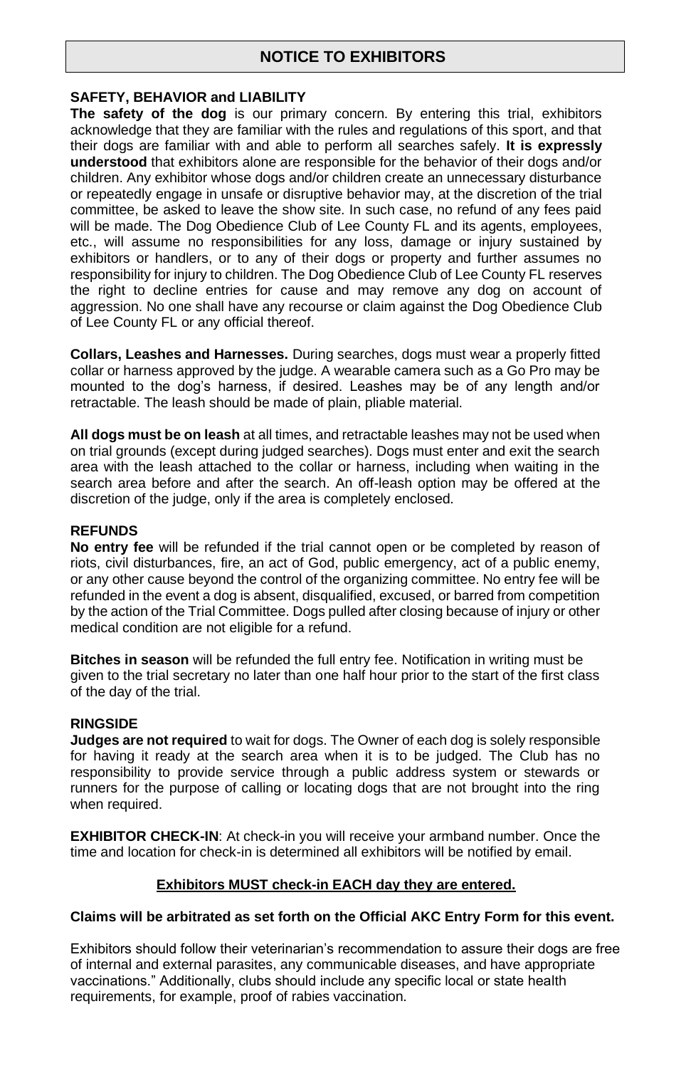# NOTICE TO EXHIBITORS

**SAFETY, BEHAVIOR and LIABILITY**

**The safety of the dog** is our primary concern. By entering this trial, exhibitors acknowledge that they are familiar with the rules and regulations of this sport, and that their dogs are familiar with and able to perform all searches safely. **It is expressly understood** that exhibitors alone are responsible for the behavior of their dogs and/or children. Any exhibitor whose dogs and/or children create an unnecessary disturbance or repeatedly engage in unsafe or disruptive behavior may, at the discretion of the trial committee, be asked to leave the show site. In such case, no refund of any fees paid will be made. The Dog Obedience Club of Lee County FL and its agents, employees, etc., will assume no responsibilities for any loss, damage or injury sustained by exhibitors or handlers, or to any of their dogs or property and further assumes no responsibility for injury to children. The Dog Obedience Club of Lee County FL reserves the right to decline entries for cause and may remove any dog on account of aggression. No one shall have any recourse or claim against the Dog Obedience Club of Lee County FL or any official thereof.

**Collars, Leashes and Harnesses.** During searches, dogs must wear a properly fitted collar or harness approved by the judge. A wearable camera such as a Go Pro may be mounted to the dog's harness, if desired. Leashes may be of any length and/or retractable. The leash should be made of plain, pliable material.

**All dogs must be on leash** at all times, and retractable leashes may not be used when on trial grounds (except during judged searches). Dogs must enter and exit the search area with the leash attached to the collar or harness, including when waiting in the search area before and after the search. An off-leash option may be offered at the discretion of the judge, only if the area is completely enclosed.

**REFUNDS**

**No entry fee** will be refunded if the trial cannot open or be completed by reason of riots, civil disturbances, fire, an act of God, public emergency, act of a public enemy, or any other cause beyond the control of the organizing committee. No entry fee will be refunded in the event a dog is absent, disqualified, excused, or barred from competition by the action of the Trial Committee. Dogs pulled after closing because of injury or other medical condition are not eligible for a refund.

**Bitches in season** will be refunded the full entry fee. Notification in writing must be given to the trial secretary no later than one half hour prior to the start of the first class of the day of the trial.

**RINGSIDE**

**Judges are not required** to wait for dogs. The Owner of each dog is solely responsible for having it ready at the search area when it is to be judged. The Club has no responsibility to provide service through a public address system or stewards or runners for the purpose of calling or locating dogs that are not brought into the ring when required.

**EXHIBITOR CHECK-IN**: At check-in you will receive your armband number. Once the time and location for check-in is determined all exhibitors will be notified by email.

**Exhibitors MUST check-in EACH day they are entered.**

**Claims will be arbitrated as set forth on the Official AKC Entry Form for this event.**

Exhibitors should follow their veterinarian's recommendation to assure their dogs are free of internal and external parasites, any communicable diseases, and have appropriate vaccinations." Additionally, clubs should include any specific local or state health requirements, for example, proof of rabies vaccination.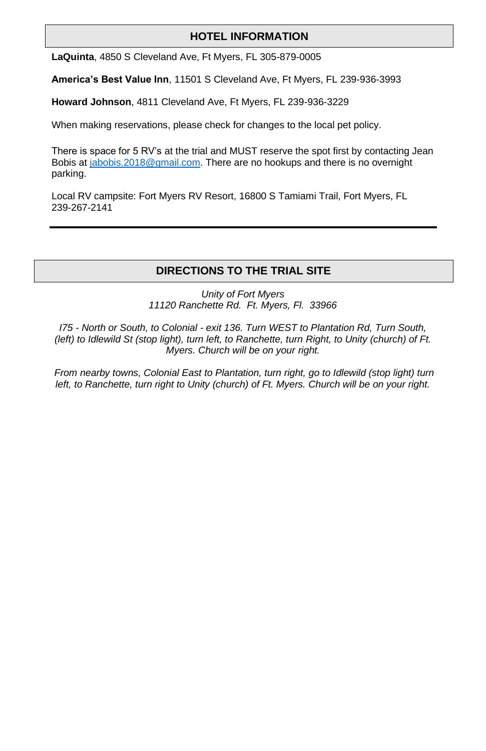## HOTEL INFORMATION

**LaQuinta**, 4850 S Cleveland Ave, Ft Myers, FL 305-879-0005

**America's Best Value Inn**, 11501 S Cleveland Ave, Ft Myers, FL 239-936-3993

**Howard Johnson**, 4811 Cleveland Ave, Ft Myers, FL 239-936-3229

When making reservations, please check for changes to the local pet policy.

There is space for 5 RV's at the trial and MUST reserve the spot first by contacting Jean Bobis at jabobis.2018@gmail.com. There are no hookups and there is no overnight parking.

Local RV campsite: Fort Myers RV Resort, 16800 S Tamiami Trail, Fort Myers, FL 239-267-2141

---

## DIRECTIONS TO THE TRIAL SITE

*Unity of Fort Myers*
*11120 Ranchette Rd. Ft. Myers, Fl. 33966*

*I75 - North or South, to Colonial - exit 136. Turn WEST to Plantation Rd, Turn South, (left) to Idlewild St (stop light), turn left, to Ranchette, turn Right, to Unity (church) of Ft. Myers. Church will be on your right.*

*From nearby towns, Colonial East to Plantation, turn right, go to Idlewild (stop light) turn left, to Ranchette, turn right to Unity (church) of Ft. Myers. Church will be on your right.*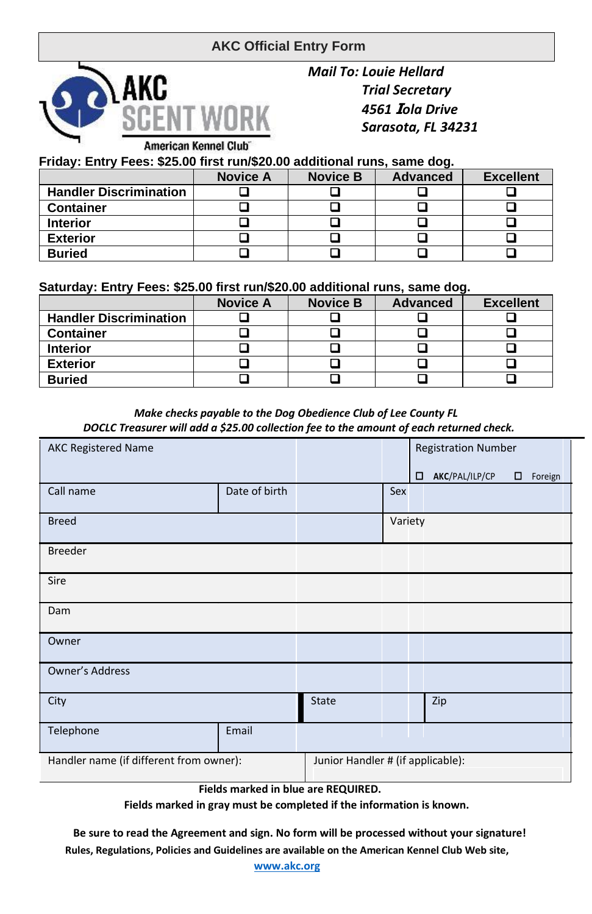# AKC Official Entry Form

AKC SCENT WORK
American Kennel Club

***Mail To: Louie Hellard***
***Trial Secretary***
***4561 Iola Drive***
***Sarasota, FL 34231***

**Friday: Entry Fees: $25.00 first run/$20.00 additional runs, same dog.**

| | Novice A | Novice B | Advanced | Excellent |
|---|---|---|---|---|
| **Handler Discrimination** | ❑ | ❑ | ❑ | ❑ |
| **Container** | ❑ | ❑ | ❑ | ❑ |
| **Interior** | ❑ | ❑ | ❑ | ❑ |
| **Exterior** | ❑ | ❑ | ❑ | ❑ |
| **Buried** | ❑ | ❑ | ❑ | ❑ |

**Saturday: Entry Fees: $25.00 first run/$20.00 additional runs, same dog.**

| | Novice A | Novice B | Advanced | Excellent |
|---|---|---|---|---|
| **Handler Discrimination** | ❑ | ❑ | ❑ | ❑ |
| **Container** | ❑ | ❑ | ❑ | ❑ |
| **Interior** | ❑ | ❑ | ❑ | ❑ |
| **Exterior** | ❑ | ❑ | ❑ | ❑ |
| **Buried** | ❑ | ❑ | ❑ | ❑ |

***Make checks payable to the Dog Obedience Club of Lee County FL***
***DOCLC Treasurer will add a $25.00 collection fee to the amount of each returned check.***

| AKC Registered Name | | Registration Number<br>☐ AKC/PAL/ILP/CP ☐ Foreign |
|---|---|---|
| Call name | Date of birth | Sex |
| Breed | | Variety |
| Breeder | | |
| Sire | | |
| Dam | | |
| Owner | | |
| Owner's Address | | |
| City | State | Zip |
| Telephone | Email | |
| Handler name (if different from owner): | Junior Handler # (if applicable): | |

**Fields marked in blue are REQUIRED.**
**Fields marked in gray must be completed if the information is known.**

**Be sure to read the Agreement and sign. No form will be processed without your signature!**
**Rules, Regulations, Policies and Guidelines are available on the American Kennel Club Web site,**
**www.akc.org**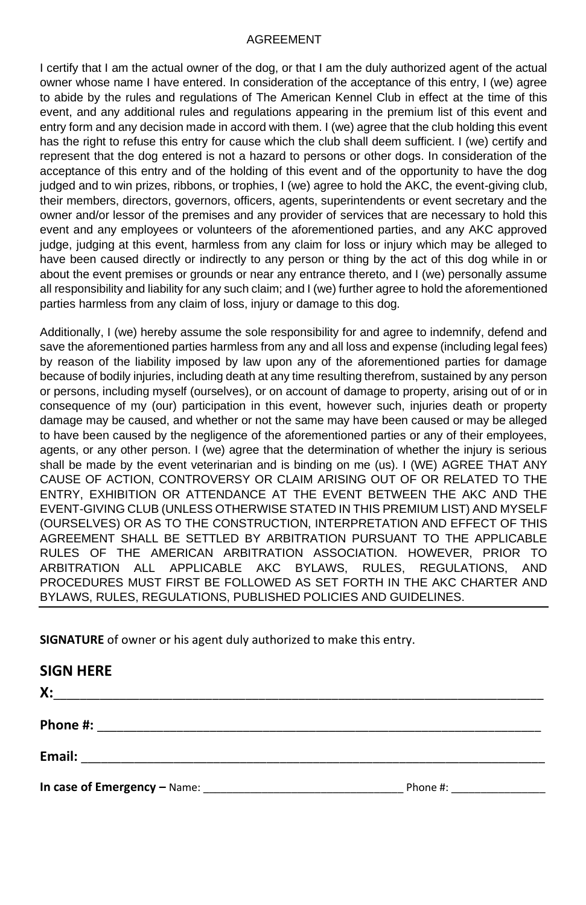# AGREEMENT

I certify that I am the actual owner of the dog, or that I am the duly authorized agent of the actual owner whose name I have entered. In consideration of the acceptance of this entry, I (we) agree to abide by the rules and regulations of The American Kennel Club in effect at the time of this event, and any additional rules and regulations appearing in the premium list of this event and entry form and any decision made in accord with them. I (we) agree that the club holding this event has the right to refuse this entry for cause which the club shall deem sufficient. I (we) certify and represent that the dog entered is not a hazard to persons or other dogs. In consideration of the acceptance of this entry and of the holding of this event and of the opportunity to have the dog judged and to win prizes, ribbons, or trophies, I (we) agree to hold the AKC, the event-giving club, their members, directors, governors, officers, agents, superintendents or event secretary and the owner and/or lessor of the premises and any provider of services that are necessary to hold this event and any employees or volunteers of the aforementioned parties, and any AKC approved judge, judging at this event, harmless from any claim for loss or injury which may be alleged to have been caused directly or indirectly to any person or thing by the act of this dog while in or about the event premises or grounds or near any entrance thereto, and I (we) personally assume all responsibility and liability for any such claim; and I (we) further agree to hold the aforementioned parties harmless from any claim of loss, injury or damage to this dog.

Additionally, I (we) hereby assume the sole responsibility for and agree to indemnify, defend and save the aforementioned parties harmless from any and all loss and expense (including legal fees) by reason of the liability imposed by law upon any of the aforementioned parties for damage because of bodily injuries, including death at any time resulting therefrom, sustained by any person or persons, including myself (ourselves), or on account of damage to property, arising out of or in consequence of my (our) participation in this event, however such, injuries death or property damage may be caused, and whether or not the same may have been caused or may be alleged to have been caused by the negligence of the aforementioned parties or any of their employees, agents, or any other person. I (we) agree that the determination of whether the injury is serious shall be made by the event veterinarian and is binding on me (us). I (WE) AGREE THAT ANY CAUSE OF ACTION, CONTROVERSY OR CLAIM ARISING OUT OF OR RELATED TO THE ENTRY, EXHIBITION OR ATTENDANCE AT THE EVENT BETWEEN THE AKC AND THE EVENT-GIVING CLUB (UNLESS OTHERWISE STATED IN THIS PREMIUM LIST) AND MYSELF (OURSELVES) OR AS TO THE CONSTRUCTION, INTERPRETATION AND EFFECT OF THIS AGREEMENT SHALL BE SETTLED BY ARBITRATION PURSUANT TO THE APPLICABLE RULES OF THE AMERICAN ARBITRATION ASSOCIATION. HOWEVER, PRIOR TO ARBITRATION ALL APPLICABLE AKC BYLAWS, RULES, REGULATIONS, AND PROCEDURES MUST FIRST BE FOLLOWED AS SET FORTH IN THE AKC CHARTER AND BYLAWS, RULES, REGULATIONS, PUBLISHED POLICIES AND GUIDELINES.

---

**SIGNATURE** of owner or his agent duly authorized to make this entry.

## SIGN HERE

**X:**\_\_\_\_\_\_\_\_\_\_\_\_\_\_\_\_\_\_\_\_\_\_\_\_\_\_\_\_\_\_\_\_\_\_\_\_\_\_\_\_\_\_\_\_\_\_\_\_

**Phone #:** \_\_\_\_\_\_\_\_\_\_\_\_\_\_\_\_\_\_\_\_\_\_\_\_\_\_\_\_\_\_\_\_\_\_\_\_\_\_\_\_\_\_\_\_

**Email:** \_\_\_\_\_\_\_\_\_\_\_\_\_\_\_\_\_\_\_\_\_\_\_\_\_\_\_\_\_\_\_\_\_\_\_\_\_\_\_\_\_\_\_\_\_\_

**In case of Emergency –** Name: \_\_\_\_\_\_\_\_\_\_\_\_\_\_\_\_\_\_\_\_\_\_\_\_ Phone #: \_\_\_\_\_\_\_\_\_\_\_\_